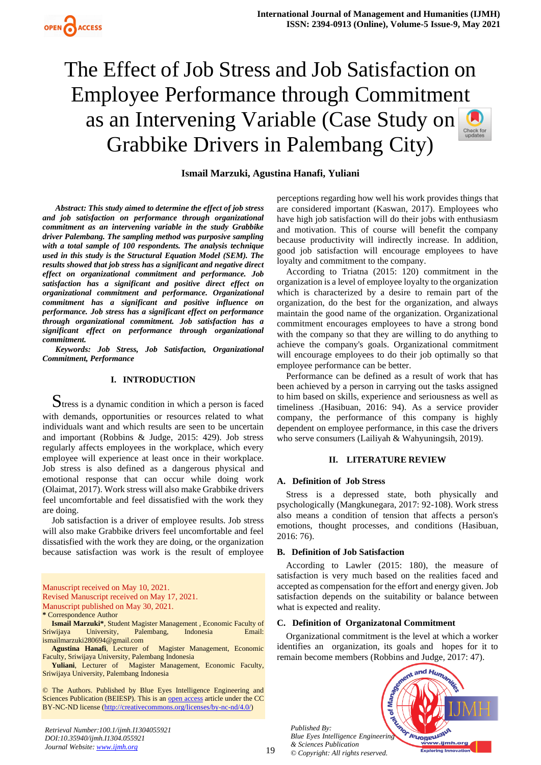# The Effect of Job Stress and Job Satisfaction on Employee Performance through Commitment as an Intervening Variable (Case Study on Grabbike Drivers in Palembang City)

**Ismail Marzuki, Agustina Hanafi, Yuliani**

***Abstract:*** ***This study aimed to determine the effect of job stress and job satisfaction on performance through organizational commitment as an intervening variable in the study Grabbike driver Palembang. The sampling method was purposive sampling with a total sample of 100 respondents. The analysis technique used in this study is the Structural Equation Model (SEM). The results showed that job stress has a significant and negative direct effect on organizational commitment and performance. Job satisfaction has a significant and positive direct effect on organizational commitment and performance. Organizational commitment has a significant and positive influence on performance. Job stress has a significant effect on performance through organizational commitment. Job satisfaction has a significant effect on performance through organizational commitment.***

***Keywords:*** ***Job Stress, Job Satisfaction, Organizational Commitment, Performance***

## I. INTRODUCTION

Stress is a dynamic condition in which a person is faced with demands, opportunities or resources related to what individuals want and which results are seen to be uncertain and important (Robbins & Judge, 2015: 429). Job stress regularly affects employees in the workplace, which every employee will experience at least once in their workplace. Job stress is also defined as a dangerous physical and emotional response that can occur while doing work (Olaimat, 2017). Work stress will also make Grabbike drivers feel uncomfortable and feel dissatisfied with the work they are doing.

Job satisfaction is a driver of employee results. Job stress will also make Grabbike drivers feel uncomfortable and feel dissatisfied with the work they are doing, or the organization because satisfaction was work is the result of employee perceptions regarding how well his work provides things that are considered important (Kaswan, 2017). Employees who have high job satisfaction will do their jobs with enthusiasm and motivation. This of course will benefit the company because productivity will indirectly increase. In addition, good job satisfaction will encourage employees to have loyalty and commitment to the company.

According to Triatna (2015: 120) commitment in the organization is a level of employee loyalty to the organization which is characterized by a desire to remain part of the organization, do the best for the organization, and always maintain the good name of the organization. Organizational commitment encourages employees to have a strong bond with the company so that they are willing to do anything to achieve the company's goals. Organizational commitment will encourage employees to do their job optimally so that employee performance can be better.

Performance can be defined as a result of work that has been achieved by a person in carrying out the tasks assigned to him based on skills, experience and seriousness as well as timeliness .(Hasibuan, 2016: 94). As a service provider company, the performance of this company is highly dependent on employee performance, in this case the drivers who serve consumers (Lailiyah & Wahyuningsih, 2019).

## II. LITERATURE REVIEW

### A. Definition of Job Stress

Stress is a depressed state, both physically and psychologically (Mangkunegara, 2017: 92-108). Work stress also means a condition of tension that affects a person's emotions, thought processes, and conditions (Hasibuan, 2016: 76).

### B. Definition of Job Satisfaction

According to Lawler (2015: 180), the measure of satisfaction is very much based on the realities faced and accepted as compensation for the effort and energy given. Job satisfaction depends on the suitability or balance between what is expected and reality.

### C. Definition of Organizatonal Commitment

Organizational commitment is the level at which a worker identifies an organization, its goals and hopes for it to remain become members (Robbins and Judge, 2017: 47).

---

Manuscript received on May 10, 2021.
Revised Manuscript received on May 17, 2021.
Manuscript published on May 30, 2021.
\* Correspondence Author

**Ismail Marzuki\***, Student Magister Management , Economic Faculty of Sriwijaya University, Palembang, Indonesia Email: ismailmarzuki280694@gmail.com

**Agustina Hanafi**, Lecturer of Magister Management, Economic Faculty, Sriwijaya University, Palembang Indonesia

**Yuliani**, Lecturer of Magister Management, Economic Faculty, Sriwijaya University, Palembang Indonesia

© The Authors. Published by Blue Eyes Intelligence Engineering and Sciences Publication (BEIESP). This is an open access article under the CC BY-NC-ND license (http://creativecommons.org/licenses/by-nc-nd/4.0/)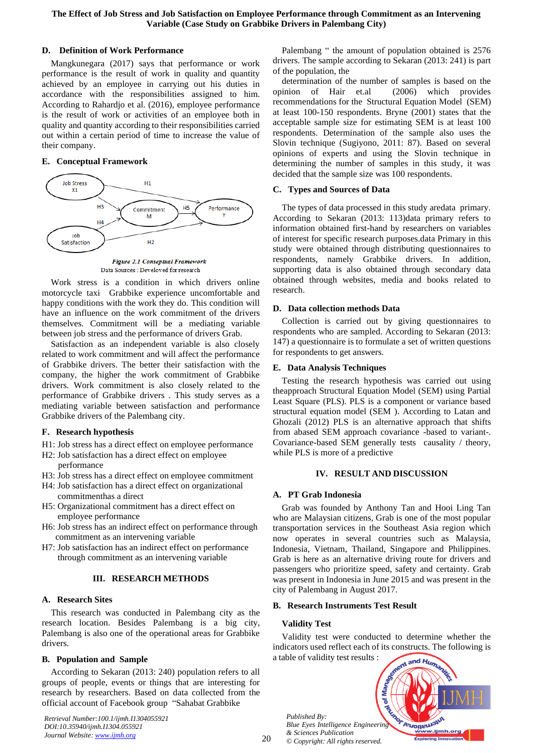### D. Definition of Work Performance

Mangkunegara (2017) says that performance or work performance is the result of work in quality and quantity achieved by an employee in carrying out his duties in accordance with the responsibilities assigned to him. According to Rahardjo et al. (2016), employee performance is the result of work or activities of an employee both in quality and quantity according to their responsibilities carried out within a certain period of time to increase the value of their company.

### E. Conceptual Framework

*Figure 2.1 Conseptual Framework*
Data Sources : Developed for research

Work stress is a condition in which drivers online motorcycle taxi Grabbike experience uncomfortable and happy conditions with the work they do. This condition will have an influence on the work commitment of the drivers themselves. Commitment will be a mediating variable between job stress and the performance of drivers Grab.

Satisfaction as an independent variable is also closely related to work commitment and will affect the performance of Grabbike drivers. The better their satisfaction with the company, the higher the work commitment of Grabbike drivers. Work commitment is also closely related to the performance of Grabbike drivers . This study serves as a mediating variable between satisfaction and performance Grabbike drivers of the Palembang city.

### F. Research hypothesis

H1: Job stress has a direct effect on employee performance
H2: Job satisfaction has a direct effect on employee performance
H3: Job stress has a direct effect on employee commitment
H4: Job satisfaction has a direct effect on organizational commitmenthas a direct
H5: Organizational commitment has a direct effect on employee performance
H6: Job stress has an indirect effect on performance through commitment as an intervening variable
H7: Job satisfaction has an indirect effect on performance through commitment as an intervening variable

## III. RESEARCH METHODS

### A. Research Sites

This research was conducted in Palembang city as the research location. Besides Palembang is a big city, Palembang is also one of the operational areas for Grabbike drivers.

### B. Population and Sample

According to Sekaran (2013: 240) population refers to all groups of people, events or things that are interesting for research by researchers. Based on data collected from the official account of Facebook group "Sahabat Grabbike Palembang " the amount of population obtained is 2576 drivers. The sample according to Sekaran (2013: 241) is part of the population, the

determination of the number of samples is based on the opinion of Hair et.al (2006) which provides recommendations for the Structural Equation Model (SEM) at least 100-150 respondents. Bryne (2001) states that the acceptable sample size for estimating SEM is at least 100 respondents. Determination of the sample also uses the Slovin technique (Sugiyono, 2011: 87). Based on several opinions of experts and using the Slovin technique in determining the number of samples in this study, it was decided that the sample size was 100 respondents.

### C. Types and Sources of Data

The types of data processed in this study aredata primary. According to Sekaran (2013: 113)data primary refers to information obtained first-hand by researchers on variables of interest for specific research purposes.data Primary in this study were obtained through distributing questionnaires to respondents, namely Grabbike drivers. In addition, supporting data is also obtained through secondary data obtained through websites, media and books related to research.

### D. Data collection methods Data

Collection is carried out by giving questionnaires to respondents who are sampled. According to Sekaran (2013: 147) a questionnaire is to formulate a set of written questions for respondents to get answers.

### E. Data Analysis Techniques

Testing the research hypothesis was carried out using theapproach Structural Equation Model (SEM) using Partial Least Square (PLS). PLS is a component or variance based structural equation model (SEM ). According to Latan and Ghozali (2012) PLS is an alternative approach that shifts from abased SEM approach covariance -based to variant-. Covariance-based SEM generally tests causality / theory, while PLS is more of a predictive

## IV. RESULT AND DISCUSSION

### A. PT Grab Indonesia

Grab was founded by Anthony Tan and Hooi Ling Tan who are Malaysian citizens, Grab is one of the most popular transportation services in the Southeast Asia region which now operates in several countries such as Malaysia, Indonesia, Vietnam, Thailand, Singapore and Philippines. Grab is here as an alternative driving route for drivers and passengers who prioritize speed, safety and certainty. Grab was present in Indonesia in June 2015 and was present in the city of Palembang in August 2017.

### B. Research Instruments Test Result

#### Validity Test

Validity test were conducted to determine whether the indicators used reflect each of its constructs. The following is a table of validity test results :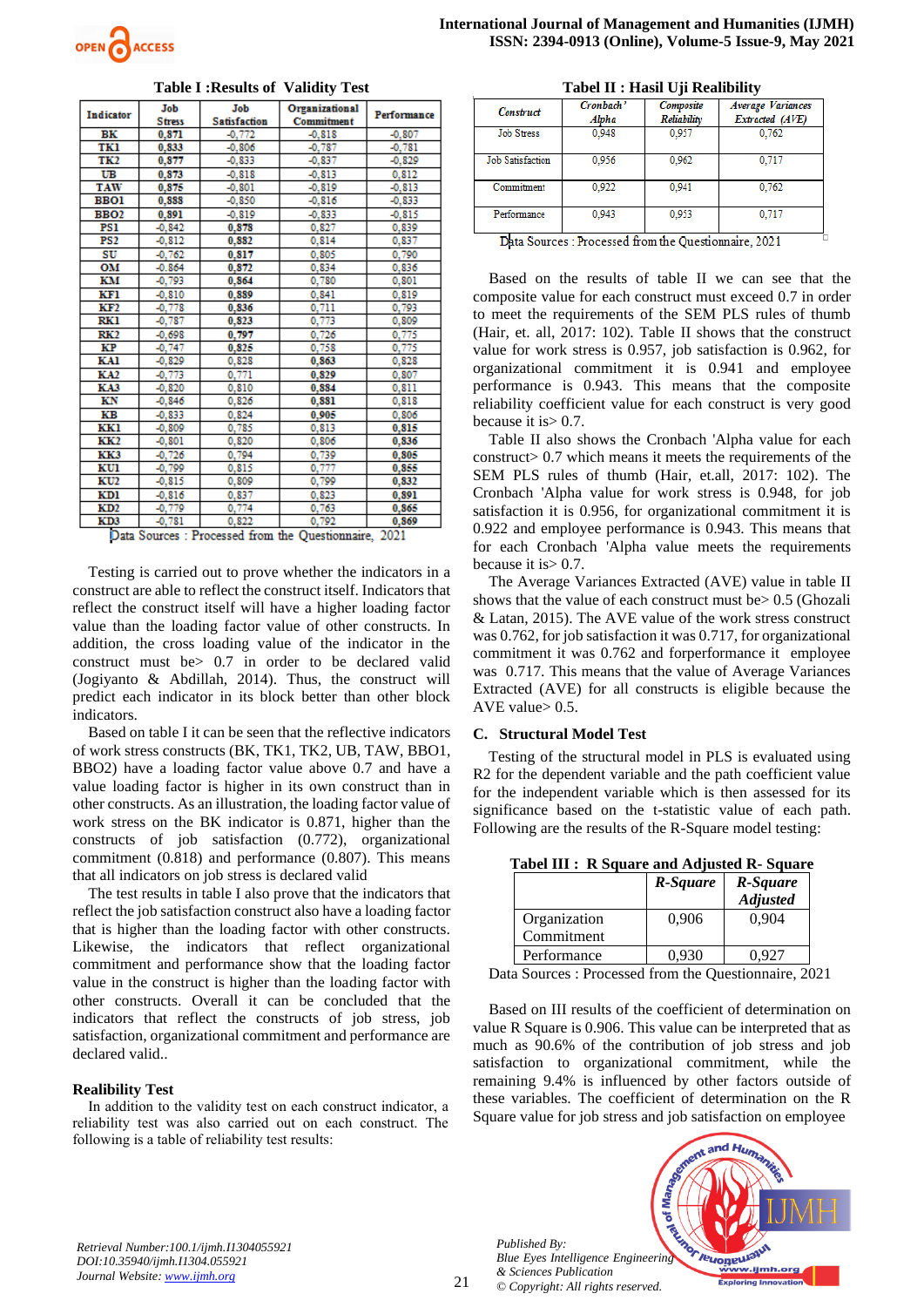**Table I :Results of Validity Test**

| Indicator | Job Stress | Job Satisfaction | Organizational Commitment | Performance |
|---|---|---|---|---|
| BK | **0,871** | -0,772 | -0,818 | -0,807 |
| TK1 | **0,833** | -0,806 | -0,787 | -0,781 |
| TK2 | **0,877** | -0,833 | -0,837 | -0,829 |
| UB | **0,873** | -0,818 | -0,813 | 0,812 |
| TAW | **0,875** | -0,801 | -0,819 | -0,813 |
| BBO1 | **0,888** | -0,850 | -0,816 | -0,833 |
| BBO2 | **0,891** | -0,819 | -0,833 | -0,815 |
| PS1 | -0,842 | **0,878** | 0,827 | 0,839 |
| PS2 | -0,812 | **0,882** | 0,814 | 0,837 |
| SU | -0,762 | **0,817** | 0,805 | 0,790 |
| OM | -0.864 | **0,872** | 0,834 | 0,836 |
| KM | -0,793 | **0,864** | 0,780 | 0,801 |
| KF1 | -0,810 | **0,889** | 0,841 | 0,819 |
| KF2 | -0,778 | **0,836** | 0,711 | 0,793 |
| RK1 | -0,787 | **0,823** | 0,773 | 0,809 |
| RK2 | -0,698 | **0,797** | 0,726 | 0,775 |
| KP | -0,747 | **0,825** | 0,758 | 0,775 |
| KA1 | -0,829 | 0,828 | **0,863** | 0,828 |
| KA2 | -0,773 | 0,771 | **0,829** | 0,807 |
| KA3 | -0,820 | 0,810 | **0,854** | 0,811 |
| KN | -0,846 | 0,826 | **0,881** | 0,818 |
| KB | -0,833 | 0,824 | **0,905** | 0,806 |
| KK1 | -0,809 | 0,785 | 0,813 | **0,815** |
| KK2 | -0,801 | 0,820 | 0,806 | **0,836** |
| KK3 | -0,726 | 0,794 | 0,739 | **0,805** |
| KU1 | -0,799 | 0,815 | 0,777 | **0,855** |
| KU2 | -0,815 | 0,809 | 0,799 | **0,832** |
| KD1 | -0,816 | 0,837 | 0,823 | **0,891** |
| KD2 | -0,779 | 0,774 | 0,763 | **0,865** |
| KD3 | -0,781 | 0,822 | 0,792 | **0,869** |

Data Sources : Processed from the Questionnaire, 2021

Testing is carried out to prove whether the indicators in a construct are able to reflect the construct itself. Indicators that reflect the construct itself will have a higher loading factor value than the loading factor value of other constructs. In addition, the cross loading value of the indicator in the construct must be> 0.7 in order to be declared valid (Jogiyanto & Abdillah, 2014). Thus, the construct will predict each indicator in its block better than other block indicators.

Based on table I it can be seen that the reflective indicators of work stress constructs (BK, TK1, TK2, UB, TAW, BBO1, BBO2) have a loading factor value above 0.7 and have a value loading factor is higher in its own construct than in other constructs. As an illustration, the loading factor value of work stress on the BK indicator is 0.871, higher than the constructs of job satisfaction (0.772), organizational commitment (0.818) and performance (0.807). This means that all indicators on job stress is declared valid

The test results in table I also prove that the indicators that reflect the job satisfaction construct also have a loading factor that is higher than the loading factor with other constructs. Likewise, the indicators that reflect organizational commitment and performance show that the loading factor value in the construct is higher than the loading factor with other constructs. Overall it can be concluded that the indicators that reflect the constructs of job stress, job satisfaction, organizational commitment and performance are declared valid..

**Realibility Test**

In addition to the validity test on each construct indicator, a reliability test was also carried out on each construct. The following is a table of reliability test results:

**Tabel II : Hasil Uji Realibility**

| Construct | Cronbach' Alpha | Composite Reliability | Average Variances Extracted (AVE) |
|---|---|---|---|
| Job Stress | 0,948 | 0,957 | 0,762 |
| Job Satisfaction | 0,956 | 0,962 | 0,717 |
| Commitment | 0,922 | 0,941 | 0,762 |
| Performance | 0,943 | 0,953 | 0,717 |

Data Sources : Processed from the Questionnaire, 2021

Based on the results of table II we can see that the composite value for each construct must exceed 0.7 in order to meet the requirements of the SEM PLS rules of thumb (Hair, et. all, 2017: 102). Table II shows that the construct value for work stress is 0.957, job satisfaction is 0.962, for organizational commitment it is 0.941 and employee performance is 0.943. This means that the composite reliability coefficient value for each construct is very good because it is> 0.7.

Table II also shows the Cronbach 'Alpha value for each construct> 0.7 which means it meets the requirements of the SEM PLS rules of thumb (Hair, et.all, 2017: 102). The Cronbach 'Alpha value for work stress is 0.948, for job satisfaction it is 0.956, for organizational commitment it is 0.922 and employee performance is 0.943. This means that for each Cronbach 'Alpha value meets the requirements because it is> 0.7.

The Average Variances Extracted (AVE) value in table II shows that the value of each construct must be> 0.5 (Ghozali & Latan, 2015). The AVE value of the work stress construct was 0.762, for job satisfaction it was 0.717, for organizational commitment it was 0.762 and forperformance it employee was 0.717. This means that the value of Average Variances Extracted (AVE) for all constructs is eligible because the AVE value> 0.5.

## C. Structural Model Test

Testing of the structural model in PLS is evaluated using R2 for the dependent variable and the path coefficient value for the independent variable which is then assessed for its significance based on the t-statistic value of each path. Following are the results of the R-Square model testing:

**Tabel III : R Square and Adjusted R- Square**

| | R-Square | R-Square Adjusted |
|---|---|---|
| Organization Commitment | 0,906 | 0,904 |
| Performance | 0,930 | 0,927 |

Data Sources : Processed from the Questionnaire, 2021

Based on III results of the coefficient of determination on value R Square is 0.906. This value can be interpreted that as much as 90.6% of the contribution of job stress and job satisfaction to organizational commitment, while the remaining 9.4% is influenced by other factors outside of these variables. The coefficient of determination on the R Square value for job stress and job satisfaction on employee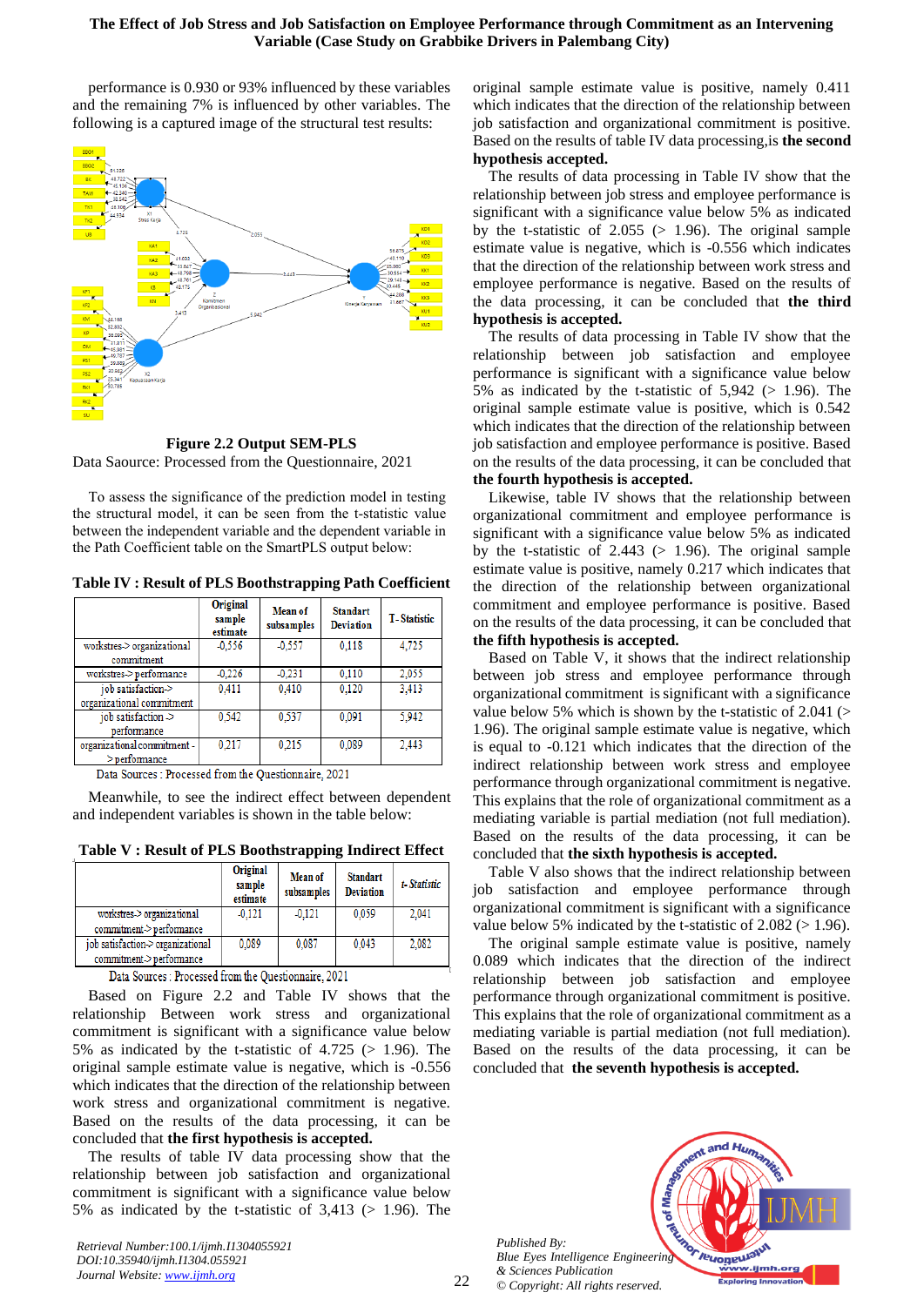performance is 0.930 or 93% influenced by these variables and the remaining 7% is influenced by other variables. The following is a captured image of the structural test results:

**Figure 2.2 Output SEM-PLS**

Data Saource: Processed from the Questionnaire, 2021

To assess the significance of the prediction model in testing the structural model, it can be seen from the t-statistic value between the independent variable and the dependent variable in the Path Coefficient table on the SmartPLS output below:

**Table IV : Result of PLS Boothstrapping Path Coefficient**

| | Original sample estimate | Mean of subsamples | Standart Deviation | T-Statistic |
|---|---|---|---|---|
| workstres-> organizational commitment | -0,556 | -0,557 | 0,118 | 4,725 |
| workstres-> performance | -0,226 | -0,231 | 0,110 | 2,055 |
| job satisfaction-> organizational commitment | 0,411 | 0,410 | 0,120 | 3,413 |
| job satisfaction -> performance | 0,542 | 0,537 | 0,091 | 5,942 |
| organizational commitment -> performance | 0,217 | 0,215 | 0,089 | 2,443 |

Data Sources : Processed from the Questionnaire, 2021

Meanwhile, to see the indirect effect between dependent and independent variables is shown in the table below:

**Table V : Result of PLS Boothstrapping Indirect Effect**

| | Original sample estimate | Mean of subsamples | Standart Deviation | *t- Statistic* |
|---|---|---|---|---|
| workstres-> organizational commitment-> performance | -0,121 | -0,121 | 0,059 | 2,041 |
| job satisfaction-> organizational commitment-> performance | 0,089 | 0,087 | 0,043 | 2,082 |

Data Sources : Processed from the Questionnaire, 2021

Based on Figure 2.2 and Table IV shows that the relationship Between work stress and organizational commitment is significant with a significance value below 5% as indicated by the t-statistic of 4.725 (> 1.96). The original sample estimate value is negative, which is -0.556 which indicates that the direction of the relationship between work stress and organizational commitment is negative. Based on the results of the data processing, it can be concluded that **the first hypothesis is accepted.**

The results of table IV data processing show that the relationship between job satisfaction and organizational commitment is significant with a significance value below 5% as indicated by the t-statistic of 3,413 (> 1.96). The original sample estimate value is positive, namely 0.411 which indicates that the direction of the relationship between job satisfaction and organizational commitment is positive. Based on the results of table IV data processing,is **the second hypothesis accepted.**

The results of data processing in Table IV show that the relationship between job stress and employee performance is significant with a significance value below 5% as indicated by the t-statistic of 2.055 (> 1.96). The original sample estimate value is negative, which is -0.556 which indicates that the direction of the relationship between work stress and employee performance is negative. Based on the results of the data processing, it can be concluded that **the third hypothesis is accepted.**

The results of data processing in Table IV show that the relationship between job satisfaction and employee performance is significant with a significance value below 5% as indicated by the t-statistic of 5,942 (> 1.96). The original sample estimate value is positive, which is 0.542 which indicates that the direction of the relationship between job satisfaction and employee performance is positive. Based on the results of the data processing, it can be concluded that **the fourth hypothesis is accepted.**

Likewise, table IV shows that the relationship between organizational commitment and employee performance is significant with a significance value below 5% as indicated by the t-statistic of 2.443 (> 1.96). The original sample estimate value is positive, namely 0.217 which indicates that the direction of the relationship between organizational commitment and employee performance is positive. Based on the results of the data processing, it can be concluded that **the fifth hypothesis is accepted.**

Based on Table V, it shows that the indirect relationship between job stress and employee performance through organizational commitment is significant with a significance value below 5% which is shown by the t-statistic of 2.041 (> 1.96). The original sample estimate value is negative, which is equal to -0.121 which indicates that the direction of the indirect relationship between work stress and employee performance through organizational commitment is negative. This explains that the role of organizational commitment as a mediating variable is partial mediation (not full mediation). Based on the results of data processing, it can be concluded that **the sixth hypothesis is accepted.**

Table V also shows that the indirect relationship between job satisfaction and employee performance through organizational commitment is significant with a significance value below 5% indicated by the t-statistic of 2.082 (> 1.96).

The original sample estimate value is positive, namely 0.089 which indicates that the direction of the indirect relationship between job satisfaction and employee performance through organizational commitment is positive. This explains that the role of organizational commitment as a mediating variable is partial mediation (not full mediation). Based on the results of the data processing, it can be concluded that **the seventh hypothesis is accepted.**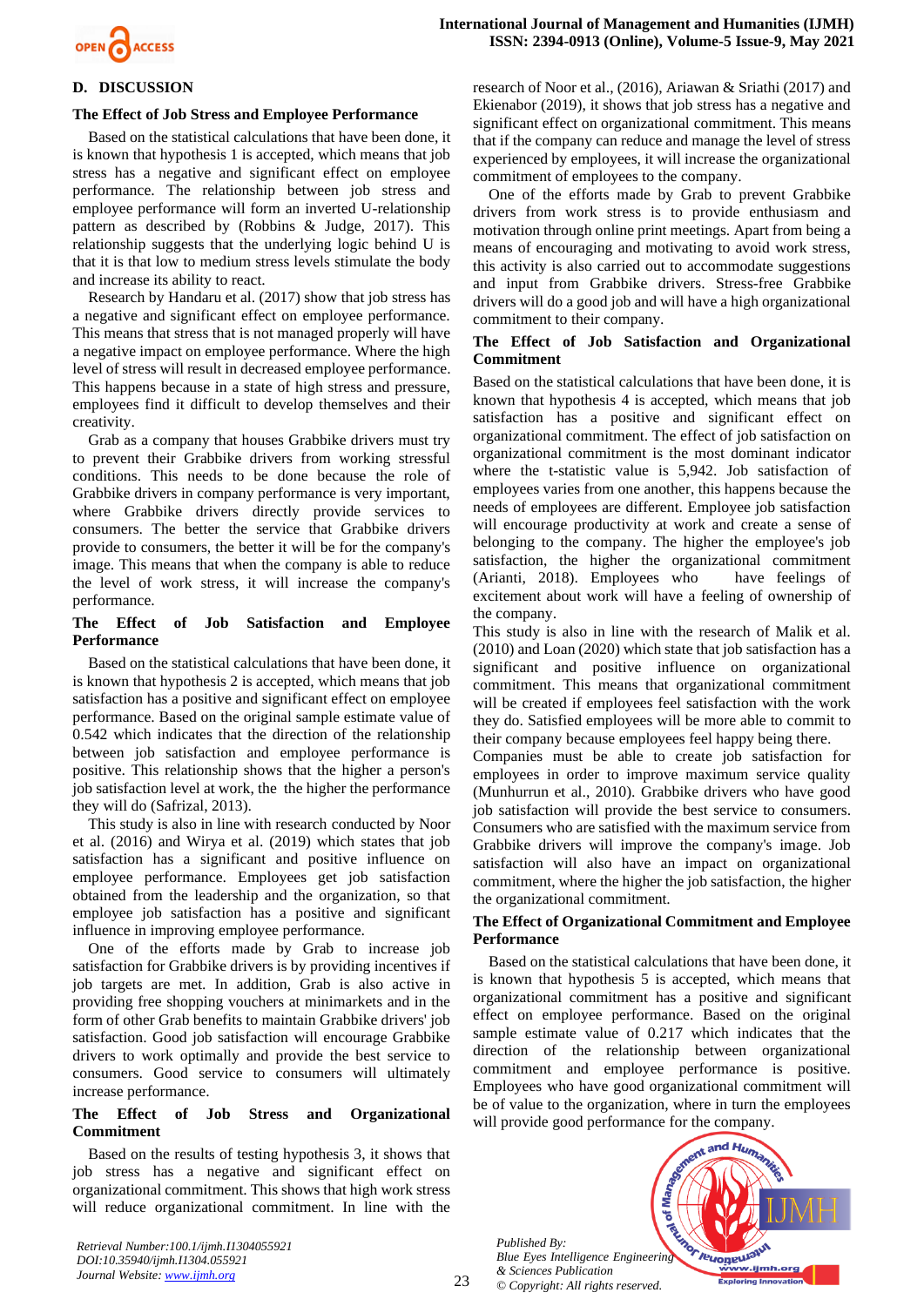## D. DISCUSSION

### The Effect of Job Stress and Employee Performance

Based on the statistical calculations that have been done, it is known that hypothesis 1 is accepted, which means that job stress has a negative and significant effect on employee performance. The relationship between job stress and employee performance will form an inverted U-relationship pattern as described by (Robbins & Judge, 2017). This relationship suggests that the underlying logic behind U is that it is that low to medium stress levels stimulate the body and increase its ability to react.

Research by Handaru et al. (2017) show that job stress has a negative and significant effect on employee performance. This means that stress that is not managed properly will have a negative impact on employee performance. Where the high level of stress will result in decreased employee performance. This happens because in a state of high stress and pressure, employees find it difficult to develop themselves and their creativity.

Grab as a company that houses Grabbike drivers must try to prevent their Grabbike drivers from working stressful conditions. This needs to be done because the role of Grabbike drivers in company performance is very important, where Grabbike drivers directly provide services to consumers. The better the service that Grabbike drivers provide to consumers, the better it will be for the company's image. This means that when the company is able to reduce the level of work stress, it will increase the company's performance.

### The Effect of Job Satisfaction and Employee Performance

Based on the statistical calculations that have been done, it is known that hypothesis 2 is accepted, which means that job satisfaction has a positive and significant effect on employee performance. Based on the original sample estimate value of 0.542 which indicates that the direction of the relationship between job satisfaction and employee performance is positive. This relationship shows that the higher a person's job satisfaction level at work, the the higher the performance they will do (Safrizal, 2013).

This study is also in line with research conducted by Noor et al. (2016) and Wirya et al. (2019) which states that job satisfaction has a significant and positive influence on employee performance. Employees get job satisfaction obtained from the leadership and the organization, so that employee job satisfaction has a positive and significant influence in improving employee performance.

One of the efforts made by Grab to increase job satisfaction for Grabbike drivers is by providing incentives if job targets are met. In addition, Grab is also active in providing free shopping vouchers at minimarkets and in the form of other Grab benefits to maintain Grabbike drivers' job satisfaction. Good job satisfaction will encourage Grabbike drivers to work optimally and provide the best service to consumers. Good service to consumers will ultimately increase performance.

### The Effect of Job Stress and Organizational Commitment

Based on the results of testing hypothesis 3, it shows that job stress has a negative and significant effect on organizational commitment. This shows that high work stress will reduce organizational commitment. In line with the research of Noor et al., (2016), Ariawan & Sriathi (2017) and Ekienabor (2019), it shows that job stress has a negative and significant effect on organizational commitment. This means that if the company can reduce and manage the level of stress experienced by employees, it will increase the organizational commitment of employees to the company.

One of the efforts made by Grab to prevent Grabbike drivers from work stress is to provide enthusiasm and motivation through online print meetings. Apart from being a means of encouraging and motivating to avoid work stress, this activity is also carried out to accommodate suggestions and input from Grabbike drivers. Stress-free Grabbike drivers will do a good job and will have a high organizational commitment to their company.

### The Effect of Job Satisfaction and Organizational Commitment

Based on the statistical calculations that have been done, it is known that hypothesis 4 is accepted, which means that job satisfaction has a positive and significant effect on organizational commitment. The effect of job satisfaction on organizational commitment is the most dominant indicator where the t-statistic value is 5,942. Job satisfaction of employees varies from one another, this happens because the needs of employees are different. Employee job satisfaction will encourage productivity at work and create a sense of belonging to the company. The higher the employee's job satisfaction, the higher the organizational commitment (Arianti, 2018). Employees who have feelings of excitement about work will have a feeling of ownership of the company.

This study is also in line with the research of Malik et al. (2010) and Loan (2020) which state that job satisfaction has a significant and positive influence on organizational commitment. This means that organizational commitment will be created if employees feel satisfaction with the work they do. Satisfied employees will be more able to commit to their company because employees feel happy being there.

Companies must be able to create job satisfaction for employees in order to improve maximum service quality (Munhurrun et al., 2010). Grabbike drivers who have good job satisfaction will provide the best service to consumers. Consumers who are satisfied with the maximum service from Grabbike drivers will improve the company's image. Job satisfaction will also have an impact on organizational commitment, where the higher the job satisfaction, the higher the organizational commitment.

### The Effect of Organizational Commitment and Employee Performance

Based on the statistical calculations that have been done, it is known that hypothesis 5 is accepted, which means that organizational commitment has a positive and significant effect on employee performance. Based on the original sample estimate value of 0.217 which indicates that the direction of the relationship between organizational commitment and employee performance is positive. Employees who have good organizational commitment will be of value to the organization, where in turn the employees will provide good performance for the company.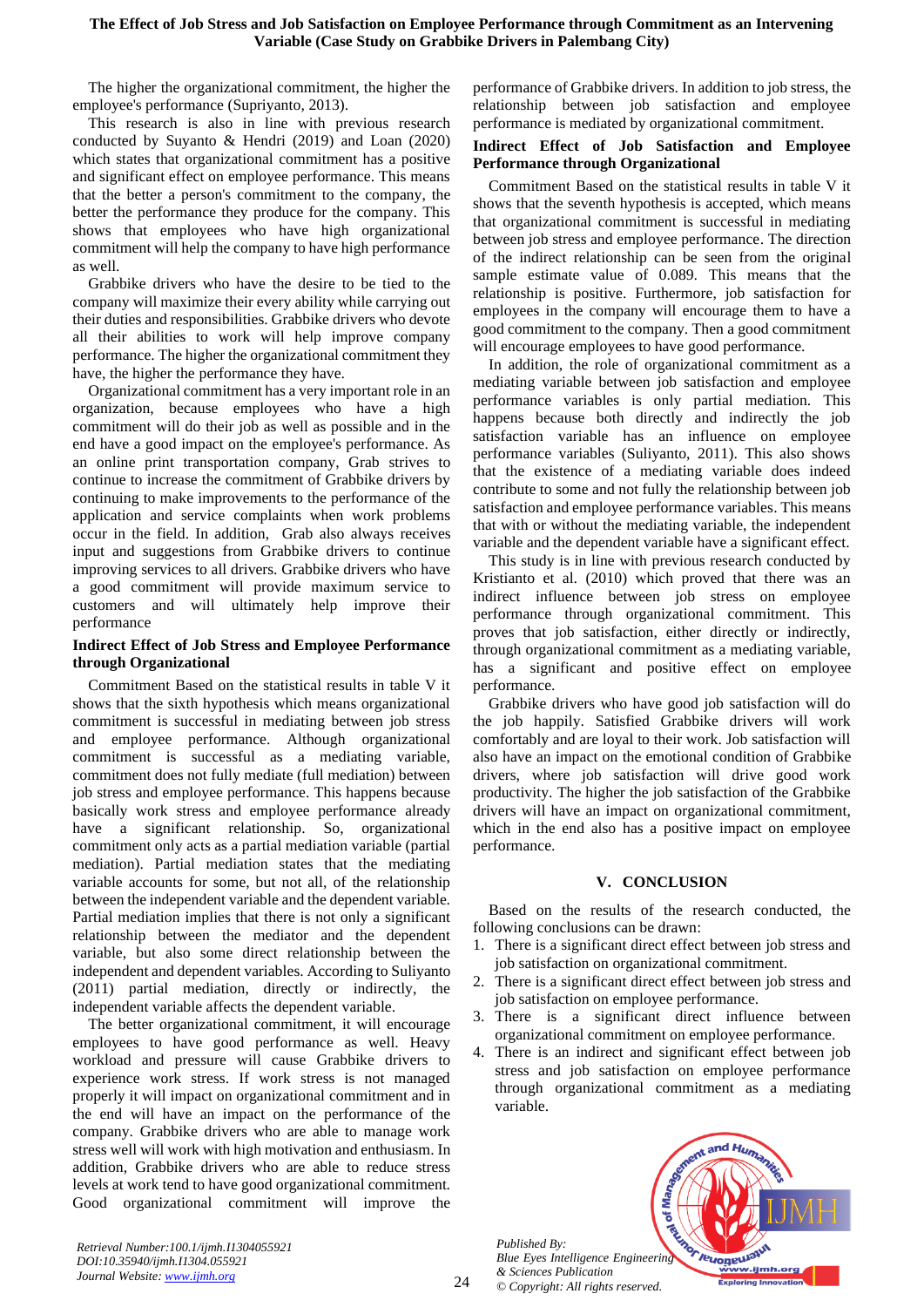The higher the organizational commitment, the higher the employee's performance (Supriyanto, 2013).

This research is also in line with previous research conducted by Suyanto & Hendri (2019) and Loan (2020) which states that organizational commitment has a positive and significant effect on employee performance. This means that the better a person's commitment to the company, the better the performance they produce for the company. This shows that employees who have high organizational commitment will help the company to have high performance as well.

Grabbike drivers who have the desire to be tied to the company will maximize their every ability while carrying out their duties and responsibilities. Grabbike drivers who devote all their abilities to work will help improve company performance. The higher the organizational commitment they have, the higher the performance they have.

Organizational commitment has a very important role in an organization, because employees who have a high commitment will do their job as well as possible and in the end have a good impact on the employee's performance. As an online print transportation company, Grab strives to continue to increase the commitment of Grabbike drivers by continuing to make improvements to the performance of the application and service complaints when work problems occur in the field. In addition, Grab also always receives input and suggestions from Grabbike drivers to continue improving services to all drivers. Grabbike drivers who have a good commitment will provide maximum service to customers and will ultimately help improve their performance

### Indirect Effect of Job Stress and Employee Performance through Organizational

Commitment Based on the statistical results in table V it shows that the sixth hypothesis which means organizational commitment is successful in mediating between job stress and employee performance. Although organizational commitment is successful as a mediating variable, commitment does not fully mediate (full mediation) between job stress and employee performance. This happens because basically work stress and employee performance already have a significant relationship. So, organizational commitment only acts as a partial mediation variable (partial mediation). Partial mediation states that the mediating variable accounts for some, but not all, of the relationship between the independent variable and the dependent variable. Partial mediation implies that there is not only a significant relationship between the mediator and the dependent variable, but also some direct relationship between the independent and dependent variables. According to Suliyanto (2011) partial mediation, directly or indirectly, the independent variable affects the dependent variable.

The better organizational commitment, it will encourage employees to have good performance as well. Heavy workload and pressure will cause Grabbike drivers to experience work stress. If work stress is not managed properly it will impact on organizational commitment and in the end will have an impact on the performance of the company. Grabbike drivers who are able to manage work stress well will work with high motivation and enthusiasm. In addition, Grabbike drivers who are able to reduce stress levels at work tend to have good organizational commitment. Good organizational commitment will improve the performance of Grabbike drivers. In addition to job stress, the relationship between job satisfaction and employee performance is mediated by organizational commitment.

### Indirect Effect of Job Satisfaction and Employee Performance through Organizational

Commitment Based on the statistical results in table V it shows that the seventh hypothesis is accepted, which means that organizational commitment is successful in mediating between job stress and employee performance. The direction of the indirect relationship can be seen from the original sample estimate value of 0.089. This means that the relationship is positive. Furthermore, job satisfaction for employees in the company will encourage them to have a good commitment to the company. Then a good commitment will encourage employees to have good performance.

In addition, the role of organizational commitment as a mediating variable between job satisfaction and employee performance variables is only partial mediation. This happens because both directly and indirectly the job satisfaction variable has an influence on employee performance variables (Suliyanto, 2011). This also shows that the existence of a mediating variable does indeed contribute to some and not fully the relationship between job satisfaction and employee performance variables. This means that with or without the mediating variable, the independent variable and the dependent variable have a significant effect.

This study is in line with previous research conducted by Kristianto et al. (2010) which proved that there was an indirect influence between job stress on employee performance through organizational commitment. This proves that job satisfaction, either directly or indirectly, through organizational commitment as a mediating variable, has a significant and positive effect on employee performance.

Grabbike drivers who have good job satisfaction will do the job happily. Satisfied Grabbike drivers will work comfortably and are loyal to their work. Job satisfaction will also have an impact on the emotional condition of Grabbike drivers, where job satisfaction will drive good work productivity. The higher the job satisfaction of the Grabbike drivers will have an impact on organizational commitment, which in the end also has a positive impact on employee performance.

## V. CONCLUSION

Based on the results of the research conducted, the following conclusions can be drawn:

1. There is a significant direct effect between job stress and job satisfaction on organizational commitment.
2. There is a significant direct effect between job stress and job satisfaction on employee performance.
3. There is a significant direct influence between organizational commitment on employee performance.
4. There is an indirect and significant effect between job stress and job satisfaction on employee performance through organizational commitment as a mediating variable.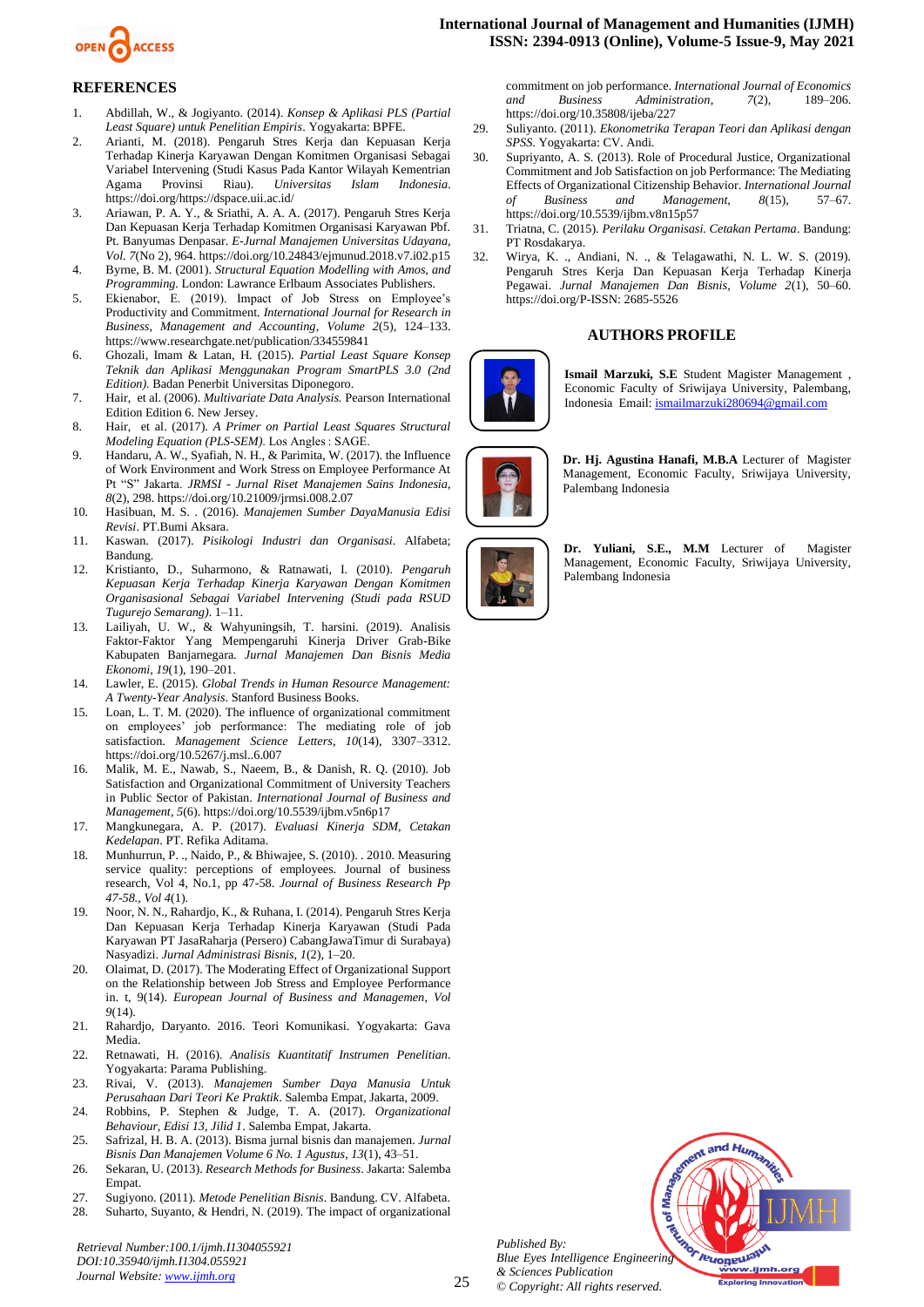## REFERENCES

1. Abdillah, W., & Jogiyanto. (2014). *Konsep & Aplikasi PLS (Partial Least Square) untuk Penelitian Empiris*. Yogyakarta: BPFE.
2. Arianti, M. (2018). Pengaruh Stres Kerja dan Kepuasan Kerja Terhadap Kinerja Karyawan Dengan Komitmen Organisasi Sebagai Variabel Intervening (Studi Kasus Pada Kantor Wilayah Kementrian Agama Provinsi Riau). *Universitas Islam Indonesia*. https://doi.org/https://dspace.uii.ac.id/
3. Ariawan, P. A. Y., & Sriathi, A. A. A. (2017). Pengaruh Stres Kerja Dan Kepuasan Kerja Terhadap Komitmen Organisasi Karyawan Pbf. Pt. Banyumas Denpasar. *E-Jurnal Manajemen Universitas Udayana*, *Vol. 7*(No 2), 964. https://doi.org/10.24843/ejmunud.2018.v7.i02.p15
4. Byrne, B. M. (2001). *Structural Equation Modelling with Amos, and Programming*. London: Lawrance Erlbaum Associates Publishers.
5. Ekienabor, E. (2019). Impact of Job Stress on Employee's Productivity and Commitment. *International Journal for Research in Business, Management and Accounting*, *Volume 2*(5), 124–133. https://www.researchgate.net/publication/334559841
6. Ghozali, Imam & Latan, H. (2015). *Partial Least Square Konsep Teknik dan Aplikasi Menggunakan Program SmartPLS 3.0 (2nd Edition)*. Badan Penerbit Universitas Diponegoro.
7. Hair, et al. (2006). *Multivariate Data Analysis*. Pearson International Edition Edition 6. New Jersey.
8. Hair, et al. (2017). *A Primer on Partial Least Squares Structural Modeling Equation (PLS-SEM)*. Los Angeles : SAGE.
9. Handaru, A. W., Syafiah, N. H., & Parimita, W. (2017). the Influence of Work Environment and Work Stress on Employee Performance At Pt "S" Jakarta. *JRMSI - Jurnal Riset Manajemen Sains Indonesia*, *8*(2), 298. https://doi.org/10.21009/jrmsi.008.2.07
10. Hasibuan, M. S. . (2016). *Manajemen Sumber DayaManusia Edisi Revisi*. PT.Bumi Aksara.
11. Kaswan. (2017). *Pisikologi Industri dan Organisasi*. Alfabeta; Bandung.
12. Kristianto, D., Suharmono, & Ratnawati, I. (2010). *Pengaruh Kepuasan Kerja Terhadap Kinerja Karyawan Dengan Komitmen Organisasional Sebagai Variabel Intervening (Studi pada RSUD Tugurejo Semarang)*. 1–11.
13. Lailiyah, U. W., & Wahyuningsih, T. harsini. (2019). Analisis Faktor-Faktor Yang Mempengaruhi Kinerja Driver Grab-Bike Kabupaten Banjarnegara. *Jurnal Manajemen Dan Bisnis Media Ekonomi*, *19*(1), 190–201.
14. Lawler, E. (2015). *Global Trends in Human Resource Management: A Twenty-Year Analysis*. Stanford Business Books.
15. Loan, L. T. M. (2020). The influence of organizational commitment on employees' job performance: The mediating role of job satisfaction. *Management Science Letters*, *10*(14), 3307–3312. https://doi.org/10.5267/j.msl..6.007
16. Malik, M. E., Nawab, S., Naeem, B., & Danish, R. Q. (2010). Job Satisfaction and Organizational Commitment of University Teachers in Public Sector of Pakistan. *International Journal of Business and Management*, *5*(6). https://doi.org/10.5539/ijbm.v5n6p17
17. Mangkunegara, A. P. (2017). *Evaluasi Kinerja SDM, Cetakan Kedelapan*. PT. Refika Aditama.
18. Munhurrun, P. ., Naido, P., & Bhiwajee, S. (2010). . 2010. Measuring service quality: perceptions of employees. Journal of business research, Vol 4, No.1, pp 47-58. *Journal of Business Research Pp 47-58., Vol 4*(1).
19. Noor, N. N., Rahardjo, K., & Ruhana, I. (2014). Pengaruh Stres Kerja Dan Kepuasan Kerja Terhadap Kinerja Karyawan (Studi Pada Karyawan PT JasaRaharja (Persero) CabangJawaTimur di Surabaya) Nasyadizi. *Jurnal Administrasi Bisnis*, *1*(2), 1–20.
20. Olaimat, D. (2017). The Moderating Effect of Organizational Support on the Relationship between Job Stress and Employee Performance in. t, 9(14). *European Journal of Business and Managemen*, *Vol 9*(14).
21. Rahardjo, Daryanto. 2016. Teori Komunikasi. Yogyakarta: Gava Media.
22. Retnawati, H. (2016). *Analisis Kuantitatif Instrumen Penelitian*. Yogyakarta: Parama Publishing.
23. Rivai, V. (2013). *Manajemen Sumber Daya Manusia Untuk Perusahaan Dari Teori Ke Praktik*. Salemba Empat, Jakarta, 2009.
24. Robbins, P. Stephen & Judge, T. A. (2017). *Organizational Behaviour, Edisi 13, Jilid 1*. Salemba Empat, Jakarta.
25. Safrizal, H. B. A. (2013). Bisma jurnal bisnis dan manajemen. *Jurnal Bisnis Dan Manajemen Volume 6 No. 1 Agustus*, *13*(1), 43–51.
26. Sekaran, U. (2013). *Research Methods for Business*. Jakarta: Salemba Empat.
27. Sugiyono. (2011). *Metode Penelitian Bisnis*. Bandung. CV. Alfabeta.
28. Suharto, Suyanto, & Hendri, N. (2019). The impact of organizational commitment on job performance. *International Journal of Economics and Business Administration*, *7*(2), 189–206. https://doi.org/10.35808/ijeba/227
29. Suliyanto. (2011). *Ekonometrika Terapan Teori dan Aplikasi dengan SPSS*. Yogyakarta: CV. Andi.
30. Supriyanto, A. S. (2013). Role of Procedural Justice, Organizational Commitment and Job Satisfaction on job Performance: The Mediating Effects of Organizational Citizenship Behavior. *International Journal of Business and Management*, *8*(15), 57–67. https://doi.org/10.5539/ijbm.v8n15p57
31. Triatna, C. (2015). *Perilaku Organisasi. Cetakan Pertama*. Bandung: PT Rosdakarya.
32. Wirya, K. ., Andiani, N. ., & Telagawathi, N. L. W. S. (2019). Pengaruh Stres Kerja Dan Kepuasan Kerja Terhadap Kinerja Pegawai. *Jurnal Manajemen Dan Bisnis*, *Volume 2*(1), 50–60. https://doi.org/P-ISSN: 2685-5526

## AUTHORS PROFILE

**Ismail Marzuki, S.E** Student Magister Management , Economic Faculty of Sriwijaya University, Palembang, Indonesia Email: ismailmarzuki280694@gmail.com

**Dr. Hj. Agustina Hanafi, M.B.A** Lecturer of Magister Management, Economic Faculty, Sriwijaya University, Palembang Indonesia

**Dr. Yuliani, S.E., M.M** Lecturer of Magister Management, Economic Faculty, Sriwijaya University, Palembang Indonesia